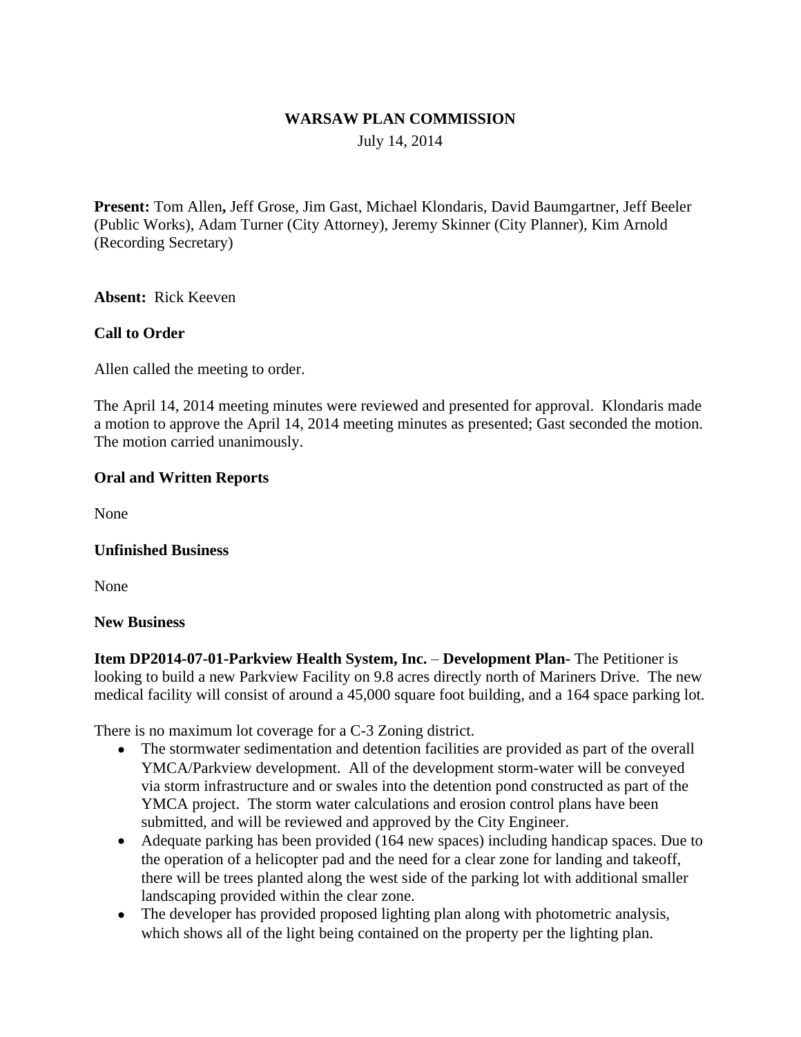# WARSAW PLAN COMMISSION

July 14, 2014

**Present:** Tom Allen**,** Jeff Grose, Jim Gast, Michael Klondaris, David Baumgartner, Jeff Beeler (Public Works), Adam Turner (City Attorney), Jeremy Skinner (City Planner), Kim Arnold (Recording Secretary)

**Absent:** Rick Keeven

**Call to Order**

Allen called the meeting to order.

The April 14, 2014 meeting minutes were reviewed and presented for approval. Klondaris made a motion to approve the April 14, 2014 meeting minutes as presented; Gast seconded the motion. The motion carried unanimously.

**Oral and Written Reports**

None

**Unfinished Business**

None

**New Business**

**Item DP2014-07-01-Parkview Health System, Inc.** – **Development Plan-** The Petitioner is looking to build a new Parkview Facility on 9.8 acres directly north of Mariners Drive. The new medical facility will consist of around a 45,000 square foot building, and a 164 space parking lot.

There is no maximum lot coverage for a C-3 Zoning district.

- The stormwater sedimentation and detention facilities are provided as part of the overall YMCA/Parkview development. All of the development storm-water will be conveyed via storm infrastructure and or swales into the detention pond constructed as part of the YMCA project. The storm water calculations and erosion control plans have been submitted, and will be reviewed and approved by the City Engineer.
- Adequate parking has been provided (164 new spaces) including handicap spaces. Due to the operation of a helicopter pad and the need for a clear zone for landing and takeoff, there will be trees planted along the west side of the parking lot with additional smaller landscaping provided within the clear zone.
- The developer has provided proposed lighting plan along with photometric analysis, which shows all of the light being contained on the property per the lighting plan.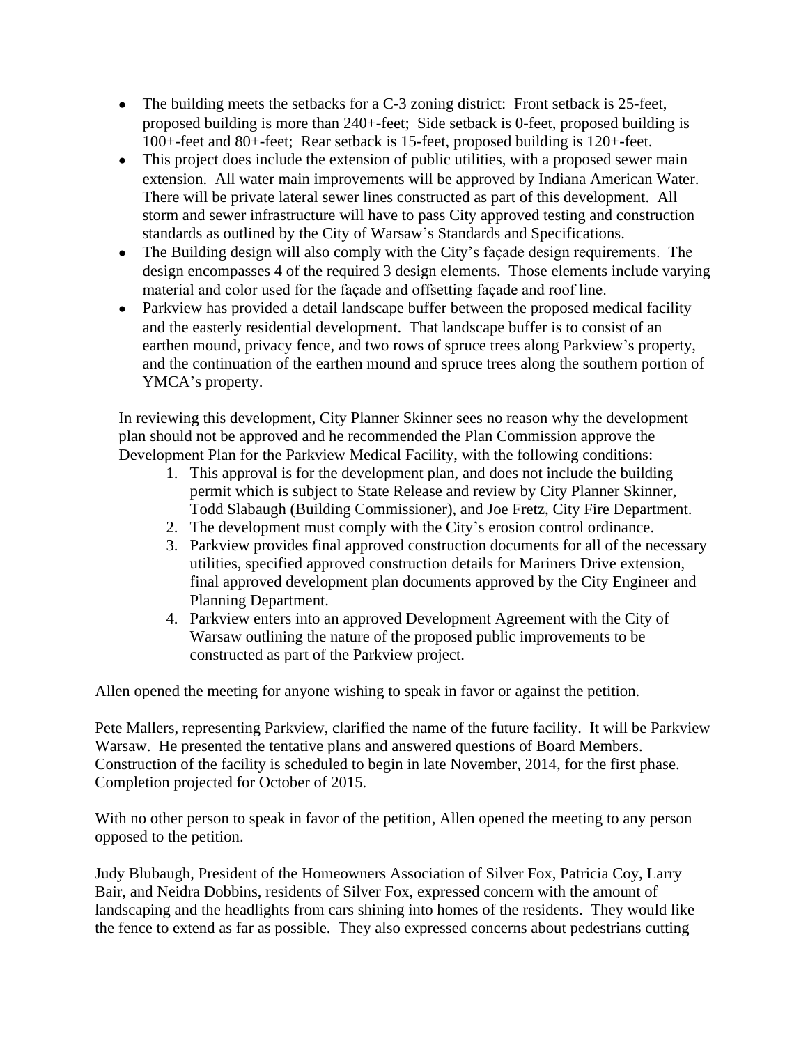- The building meets the setbacks for a C-3 zoning district: Front setback is 25-feet, proposed building is more than 240+-feet; Side setback is 0-feet, proposed building is 100+-feet and 80+-feet; Rear setback is 15-feet, proposed building is 120+-feet.
- This project does include the extension of public utilities, with a proposed sewer main extension. All water main improvements will be approved by Indiana American Water. There will be private lateral sewer lines constructed as part of this development. All storm and sewer infrastructure will have to pass City approved testing and construction standards as outlined by the City of Warsaw's Standards and Specifications.
- The Building design will also comply with the City's façade design requirements. The design encompasses 4 of the required 3 design elements. Those elements include varying material and color used for the façade and offsetting façade and roof line.
- Parkview has provided a detail landscape buffer between the proposed medical facility and the easterly residential development. That landscape buffer is to consist of an earthen mound, privacy fence, and two rows of spruce trees along Parkview's property, and the continuation of the earthen mound and spruce trees along the southern portion of YMCA's property.

In reviewing this development, City Planner Skinner sees no reason why the development plan should not be approved and he recommended the Plan Commission approve the Development Plan for the Parkview Medical Facility, with the following conditions:

1. This approval is for the development plan, and does not include the building permit which is subject to State Release and review by City Planner Skinner, Todd Slabaugh (Building Commissioner), and Joe Fretz, City Fire Department.
2. The development must comply with the City's erosion control ordinance.
3. Parkview provides final approved construction documents for all of the necessary utilities, specified approved construction details for Mariners Drive extension, final approved development plan documents approved by the City Engineer and Planning Department.
4. Parkview enters into an approved Development Agreement with the City of Warsaw outlining the nature of the proposed public improvements to be constructed as part of the Parkview project.

Allen opened the meeting for anyone wishing to speak in favor or against the petition.

Pete Mallers, representing Parkview, clarified the name of the future facility. It will be Parkview Warsaw. He presented the tentative plans and answered questions of Board Members. Construction of the facility is scheduled to begin in late November, 2014, for the first phase. Completion projected for October of 2015.

With no other person to speak in favor of the petition, Allen opened the meeting to any person opposed to the petition.

Judy Blubaugh, President of the Homeowners Association of Silver Fox, Patricia Coy, Larry Bair, and Neidra Dobbins, residents of Silver Fox, expressed concern with the amount of landscaping and the headlights from cars shining into homes of the residents. They would like the fence to extend as far as possible. They also expressed concerns about pedestrians cutting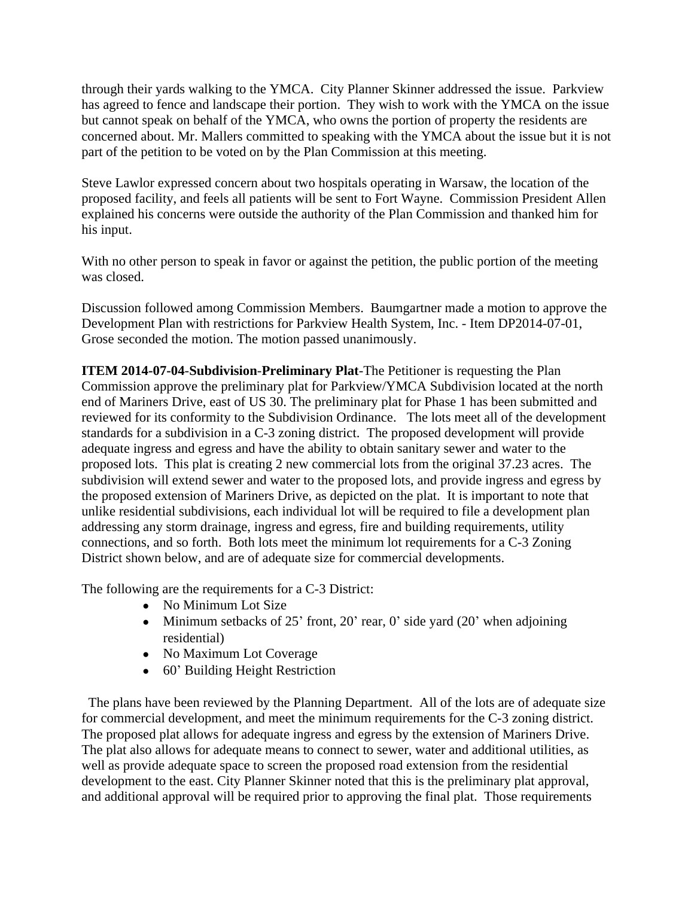through their yards walking to the YMCA. City Planner Skinner addressed the issue. Parkview has agreed to fence and landscape their portion. They wish to work with the YMCA on the issue but cannot speak on behalf of the YMCA, who owns the portion of property the residents are concerned about. Mr. Mallers committed to speaking with the YMCA about the issue but it is not part of the petition to be voted on by the Plan Commission at this meeting.

Steve Lawlor expressed concern about two hospitals operating in Warsaw, the location of the proposed facility, and feels all patients will be sent to Fort Wayne. Commission President Allen explained his concerns were outside the authority of the Plan Commission and thanked him for his input.

With no other person to speak in favor or against the petition, the public portion of the meeting was closed.

Discussion followed among Commission Members. Baumgartner made a motion to approve the Development Plan with restrictions for Parkview Health System, Inc. - Item DP2014-07-01, Grose seconded the motion. The motion passed unanimously.

**ITEM 2014-07-04-Subdivision-Preliminary Plat**-The Petitioner is requesting the Plan Commission approve the preliminary plat for Parkview/YMCA Subdivision located at the north end of Mariners Drive, east of US 30. The preliminary plat for Phase 1 has been submitted and reviewed for its conformity to the Subdivision Ordinance. The lots meet all of the development standards for a subdivision in a C-3 zoning district. The proposed development will provide adequate ingress and egress and have the ability to obtain sanitary sewer and water to the proposed lots. This plat is creating 2 new commercial lots from the original 37.23 acres. The subdivision will extend sewer and water to the proposed lots, and provide ingress and egress by the proposed extension of Mariners Drive, as depicted on the plat. It is important to note that unlike residential subdivisions, each individual lot will be required to file a development plan addressing any storm drainage, ingress and egress, fire and building requirements, utility connections, and so forth. Both lots meet the minimum lot requirements for a C-3 Zoning District shown below, and are of adequate size for commercial developments.

The following are the requirements for a C-3 District:

- No Minimum Lot Size
- Minimum setbacks of 25' front, 20' rear, 0' side yard (20' when adjoining residential)
- No Maximum Lot Coverage
- 60' Building Height Restriction

The plans have been reviewed by the Planning Department. All of the lots are of adequate size for commercial development, and meet the minimum requirements for the C-3 zoning district. The proposed plat allows for adequate ingress and egress by the extension of Mariners Drive. The plat also allows for adequate means to connect to sewer, water and additional utilities, as well as provide adequate space to screen the proposed road extension from the residential development to the east. City Planner Skinner noted that this is the preliminary plat approval, and additional approval will be required prior to approving the final plat. Those requirements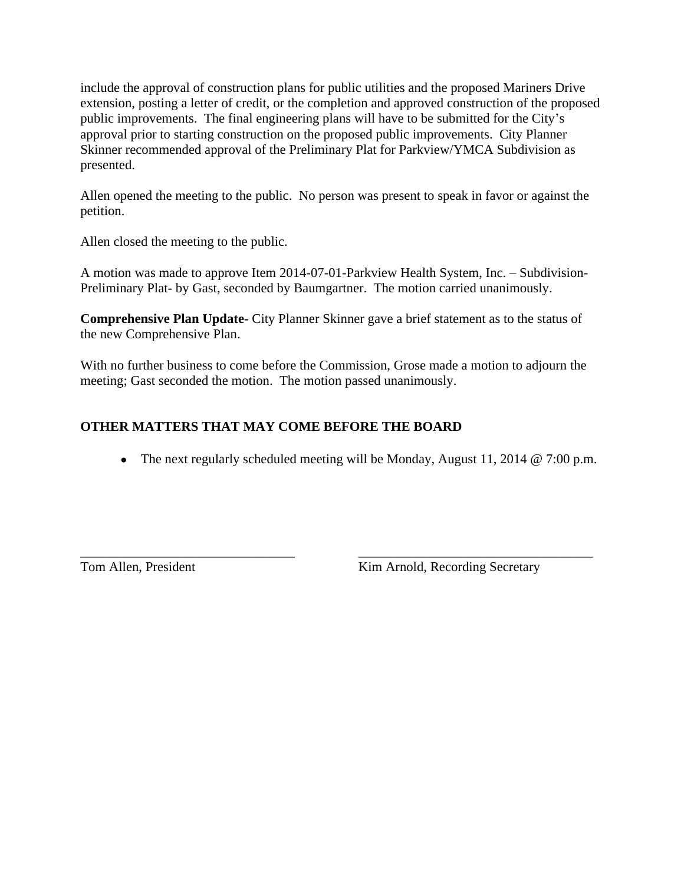include the approval of construction plans for public utilities and the proposed Mariners Drive extension, posting a letter of credit, or the completion and approved construction of the proposed public improvements. The final engineering plans will have to be submitted for the City's approval prior to starting construction on the proposed public improvements. City Planner Skinner recommended approval of the Preliminary Plat for Parkview/YMCA Subdivision as presented.

Allen opened the meeting to the public. No person was present to speak in favor or against the petition.

Allen closed the meeting to the public.

A motion was made to approve Item 2014-07-01-Parkview Health System, Inc. – Subdivision-Preliminary Plat- by Gast, seconded by Baumgartner. The motion carried unanimously.

**Comprehensive Plan Update-** City Planner Skinner gave a brief statement as to the status of the new Comprehensive Plan.

With no further business to come before the Commission, Grose made a motion to adjourn the meeting; Gast seconded the motion. The motion passed unanimously.

**OTHER MATTERS THAT MAY COME BEFORE THE BOARD**

- The next regularly scheduled meeting will be Monday, August 11, 2014 @ 7:00 p.m.

________________________________ ________________________________

Tom Allen, President Kim Arnold, Recording Secretary